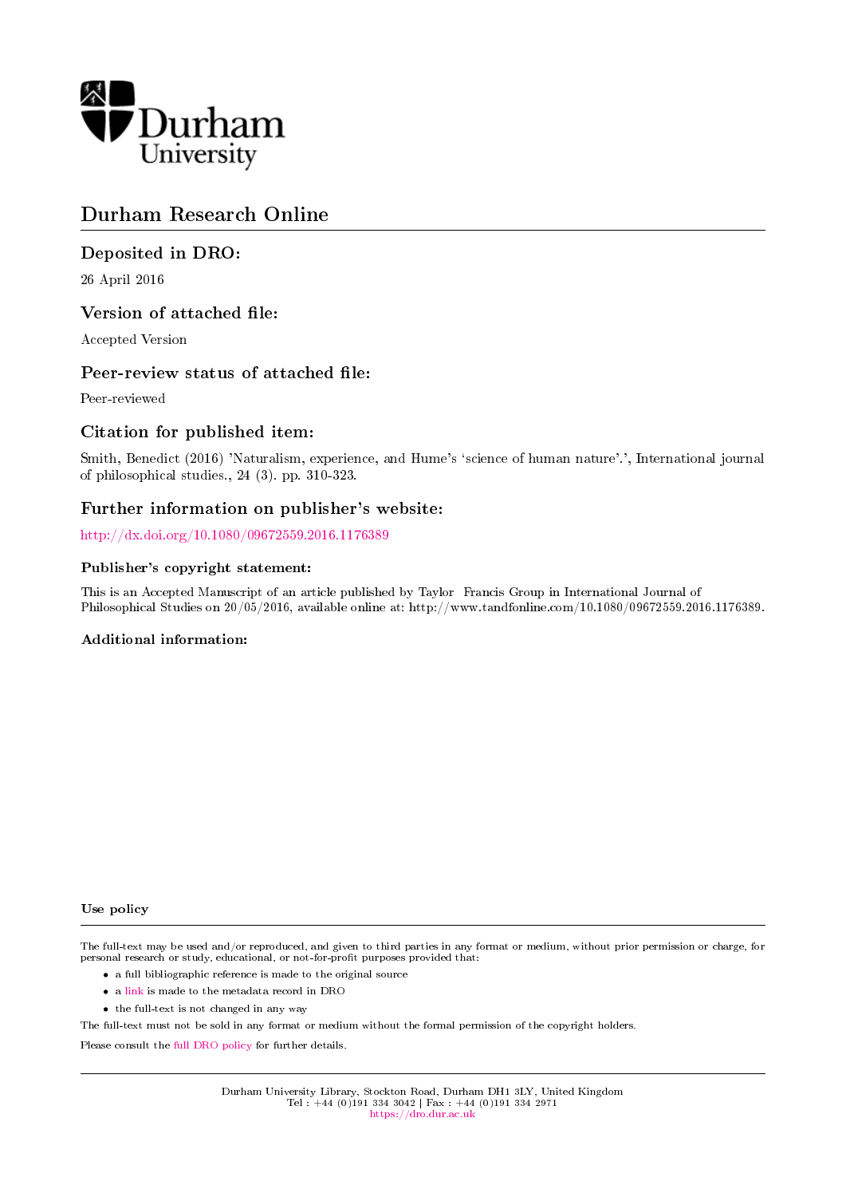Durham University

# Durham Research Online

## Deposited in DRO:

26 April 2016

## Version of attached file:

Accepted Version

## Peer-review status of attached file:

Peer-reviewed

## Citation for published item:

Smith, Benedict (2016) 'Naturalism, experience, and Hume's 'science of human nature'.', International journal of philosophical studies., 24 (3). pp. 310-323.

## Further information on publisher's website:

http://dx.doi.org/10.1080/09672559.2016.1176389

### Publisher's copyright statement:

This is an Accepted Manuscript of an article published by Taylor Francis Group in International Journal of Philosophical Studies on 20/05/2016, available online at: http://www.tandfonline.com/10.1080/09672559.2016.1176389.

### Additional information:

#### Use policy

The full-text may be used and/or reproduced, and given to third parties in any format or medium, without prior permission or charge, for personal research or study, educational, or not-for-profit purposes provided that:

- a full bibliographic reference is made to the original source
- a link is made to the metadata record in DRO
- the full-text is not changed in any way

The full-text must not be sold in any format or medium without the formal permission of the copyright holders.

Please consult the full DRO policy for further details.

Durham University Library, Stockton Road, Durham DH1 3LY, United Kingdom
Tel : +44 (0)191 334 3042 | Fax : +44 (0)191 334 2971
https://dro.dur.ac.uk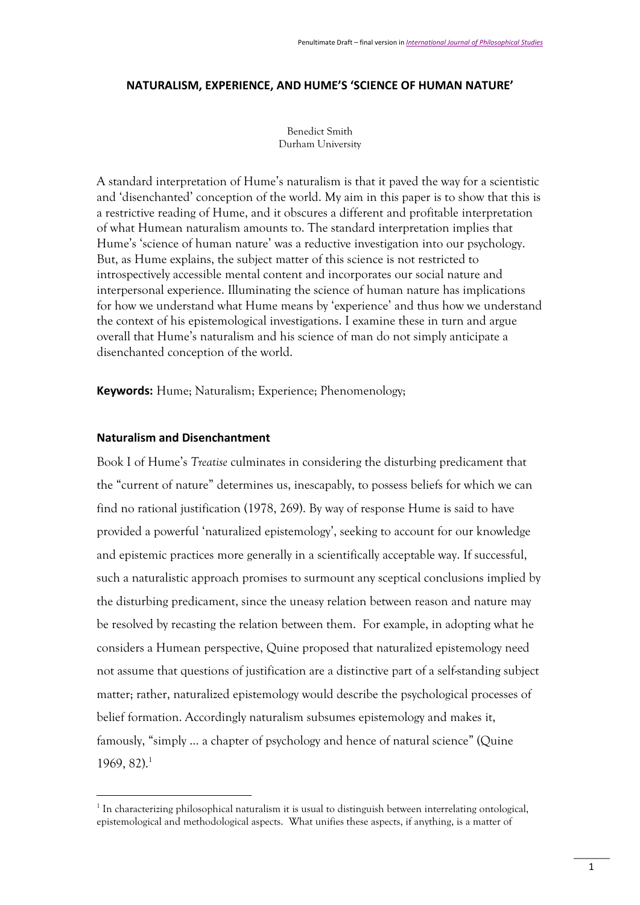**NATURALISM, EXPERIENCE, AND HUME'S 'SCIENCE OF HUMAN NATURE'**

Benedict Smith
Durham University

A standard interpretation of Hume's naturalism is that it paved the way for a scientistic and 'disenchanted' conception of the world. My aim in this paper is to show that this is a restrictive reading of Hume, and it obscures a different and profitable interpretation of what Humean naturalism amounts to. The standard interpretation implies that Hume's 'science of human nature' was a reductive investigation into our psychology. But, as Hume explains, the subject matter of this science is not restricted to introspectively accessible mental content and incorporates our social nature and interpersonal experience. Illuminating the science of human nature has implications for how we understand what Hume means by 'experience' and thus how we understand the context of his epistemological investigations. I examine these in turn and argue overall that Hume's naturalism and his science of man do not simply anticipate a disenchanted conception of the world.

**Keywords:** Hume; Naturalism; Experience; Phenomenology;

## Naturalism and Disenchantment

Book I of Hume's *Treatise* culminates in considering the disturbing predicament that the "current of nature" determines us, inescapably, to possess beliefs for which we can find no rational justification (1978, 269). By way of response Hume is said to have provided a powerful 'naturalized epistemology', seeking to account for our knowledge and epistemic practices more generally in a scientifically acceptable way. If successful, such a naturalistic approach promises to surmount any sceptical conclusions implied by the disturbing predicament, since the uneasy relation between reason and nature may be resolved by recasting the relation between them. For example, in adopting what he considers a Humean perspective, Quine proposed that naturalized epistemology need not assume that questions of justification are a distinctive part of a self-standing subject matter; rather, naturalized epistemology would describe the psychological processes of belief formation. Accordingly naturalism subsumes epistemology and makes it, famously, "simply ... a chapter of psychology and hence of natural science" (Quine 1969, 82).[1]

[1] In characterizing philosophical naturalism it is usual to distinguish between interrelating ontological, epistemological and methodological aspects. What unifies these aspects, if anything, is a matter of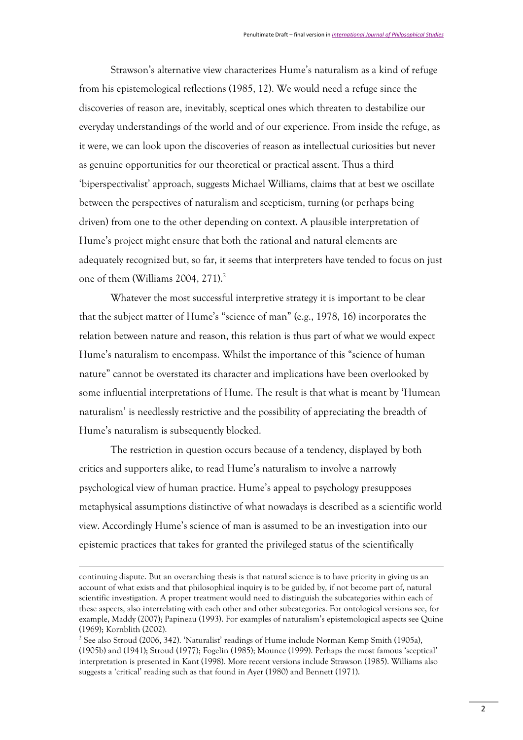Strawson's alternative view characterizes Hume's naturalism as a kind of refuge from his epistemological reflections (1985, 12). We would need a refuge since the discoveries of reason are, inevitably, sceptical ones which threaten to destabilize our everyday understandings of the world and of our experience. From inside the refuge, as it were, we can look upon the discoveries of reason as intellectual curiosities but never as genuine opportunities for our theoretical or practical assent. Thus a third 'biperspectivalist' approach, suggests Michael Williams, claims that at best we oscillate between the perspectives of naturalism and scepticism, turning (or perhaps being driven) from one to the other depending on context. A plausible interpretation of Hume's project might ensure that both the rational and natural elements are adequately recognized but, so far, it seems that interpreters have tended to focus on just one of them (Williams 2004, 271).[2]

Whatever the most successful interpretive strategy it is important to be clear that the subject matter of Hume's "science of man" (e.g., 1978, 16) incorporates the relation between nature and reason, this relation is thus part of what we would expect Hume's naturalism to encompass. Whilst the importance of this "science of human nature" cannot be overstated its character and implications have been overlooked by some influential interpretations of Hume. The result is that what is meant by 'Humean naturalism' is needlessly restrictive and the possibility of appreciating the breadth of Hume's naturalism is subsequently blocked.

The restriction in question occurs because of a tendency, displayed by both critics and supporters alike, to read Hume's naturalism to involve a narrowly psychological view of human practice. Hume's appeal to psychology presupposes metaphysical assumptions distinctive of what nowadays is described as a scientific world view. Accordingly Hume's science of man is assumed to be an investigation into our epistemic practices that takes for granted the privileged status of the scientifically

continuing dispute. But an overarching thesis is that natural science is to have priority in giving us an account of what exists and that philosophical inquiry is to be guided by, if not become part of, natural scientific investigation. A proper treatment would need to distinguish the subcategories within each of these aspects, also interrelating with each other and other subcategories. For ontological versions see, for example, Maddy (2007); Papineau (1993). For examples of naturalism's epistemological aspects see Quine (1969); Kornblith (2002).

[2] See also Stroud (2006, 342). 'Naturalist' readings of Hume include Norman Kemp Smith (1905a), (1905b) and (1941); Stroud (1977); Fogelin (1985); Mounce (1999). Perhaps the most famous 'sceptical' interpretation is presented in Kant (1998). More recent versions include Strawson (1985). Williams also suggests a 'critical' reading such as that found in Ayer (1980) and Bennett (1971).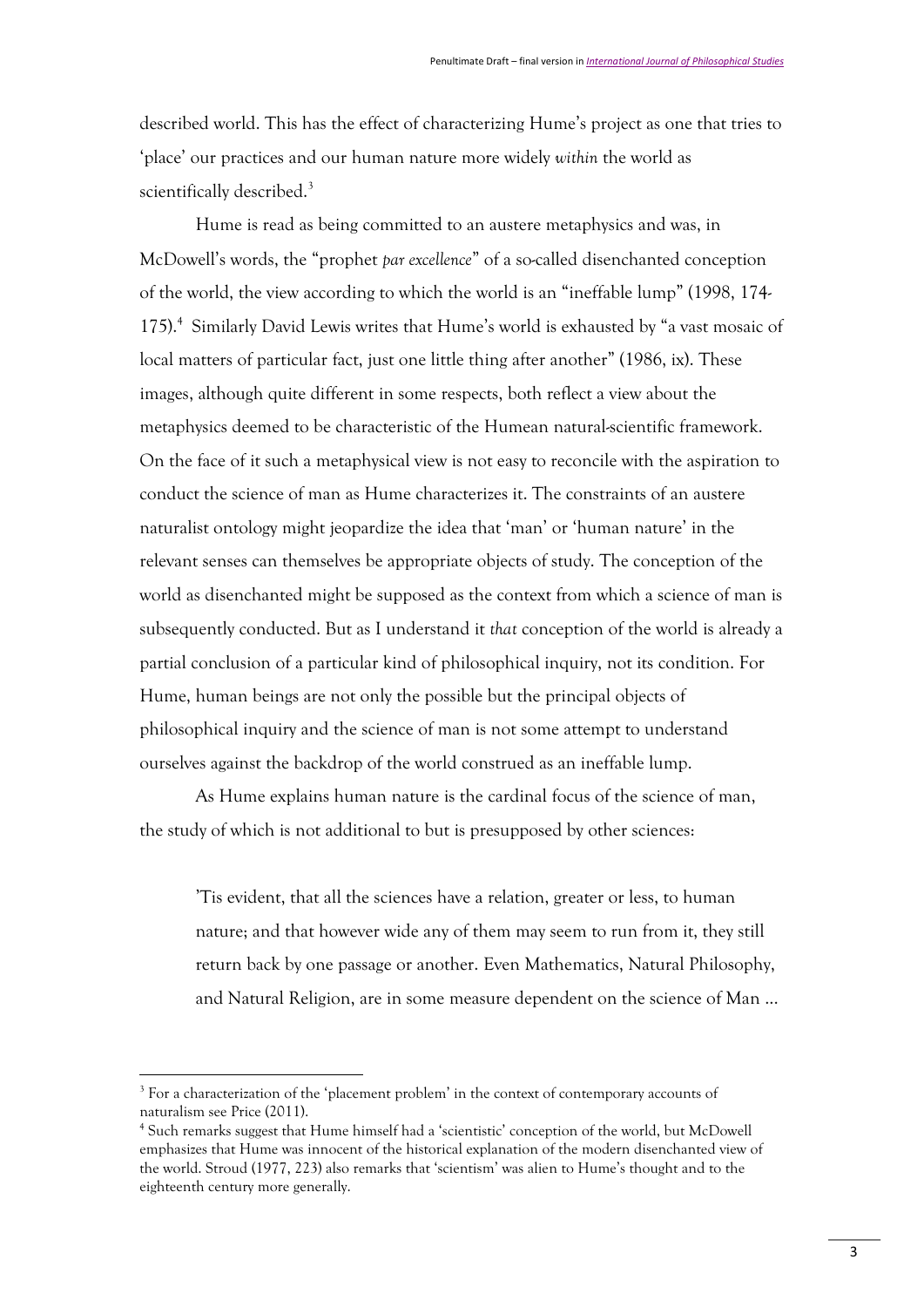described world. This has the effect of characterizing Hume's project as one that tries to 'place' our practices and our human nature more widely *within* the world as scientifically described.[3]

Hume is read as being committed to an austere metaphysics and was, in McDowell's words, the "prophet *par excellence*" of a so-called disenchanted conception of the world, the view according to which the world is an "ineffable lump" (1998, 174-175).[4] Similarly David Lewis writes that Hume's world is exhausted by "a vast mosaic of local matters of particular fact, just one little thing after another" (1986, ix). These images, although quite different in some respects, both reflect a view about the metaphysics deemed to be characteristic of the Humean natural-scientific framework. On the face of it such a metaphysical view is not easy to reconcile with the aspiration to conduct the science of man as Hume characterizes it. The constraints of an austere naturalist ontology might jeopardize the idea that 'man' or 'human nature' in the relevant senses can themselves be appropriate objects of study. The conception of the world as disenchanted might be supposed as the context from which a science of man is subsequently conducted. But as I understand it *that* conception of the world is already a partial conclusion of a particular kind of philosophical inquiry, not its condition. For Hume, human beings are not only the possible but the principal objects of philosophical inquiry and the science of man is not some attempt to understand ourselves against the backdrop of the world construed as an ineffable lump.

As Hume explains human nature is the cardinal focus of the science of man, the study of which is not additional to but is presupposed by other sciences:

> 'Tis evident, that all the sciences have a relation, greater or less, to human nature; and that however wide any of them may seem to run from it, they still return back by one passage or another. Even Mathematics, Natural Philosophy, and Natural Religion, are in some measure dependent on the science of Man ...

[3] For a characterization of the 'placement problem' in the context of contemporary accounts of naturalism see Price (2011).

[4] Such remarks suggest that Hume himself had a 'scientistic' conception of the world, but McDowell emphasizes that Hume was innocent of the historical explanation of the modern disenchanted view of the world. Stroud (1977, 223) also remarks that 'scientism' was alien to Hume's thought and to the eighteenth century more generally.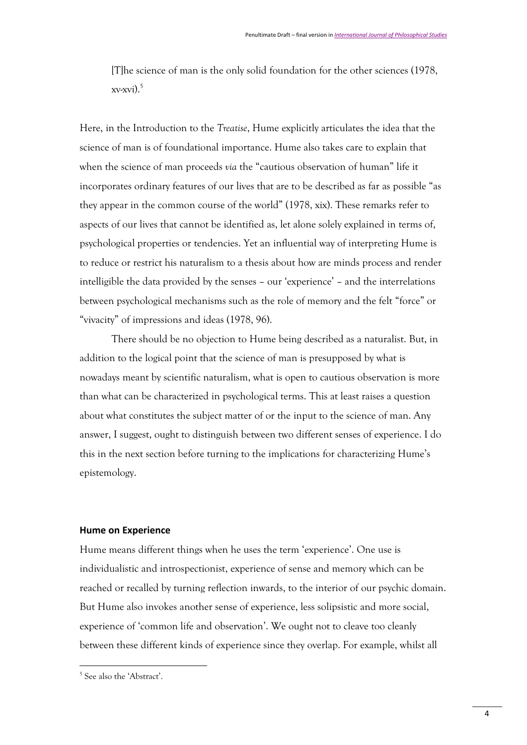> [T]he science of man is the only solid foundation for the other sciences (1978, xv-xvi).[5]

Here, in the Introduction to the *Treatise*, Hume explicitly articulates the idea that the science of man is of foundational importance. Hume also takes care to explain that when the science of man proceeds *via* the "cautious observation of human" life it incorporates ordinary features of our lives that are to be described as far as possible "as they appear in the common course of the world" (1978, xix). These remarks refer to aspects of our lives that cannot be identified as, let alone solely explained in terms of, psychological properties or tendencies. Yet an influential way of interpreting Hume is to reduce or restrict his naturalism to a thesis about how are minds process and render intelligible the data provided by the senses – our 'experience' – and the interrelations between psychological mechanisms such as the role of memory and the felt "force" or "vivacity" of impressions and ideas (1978, 96).

There should be no objection to Hume being described as a naturalist. But, in addition to the logical point that the science of man is presupposed by what is nowadays meant by scientific naturalism, what is open to cautious observation is more than what can be characterized in psychological terms. This at least raises a question about what constitutes the subject matter of or the input to the science of man. Any answer, I suggest, ought to distinguish between two different senses of experience. I do this in the next section before turning to the implications for characterizing Hume's epistemology.

## Hume on Experience

Hume means different things when he uses the term 'experience'. One use is individualistic and introspectionist, experience of sense and memory which can be reached or recalled by turning reflection inwards, to the interior of our psychic domain. But Hume also invokes another sense of experience, less solipsistic and more social, experience of 'common life and observation'. We ought not to cleave too cleanly between these different kinds of experience since they overlap. For example, whilst all

[5] See also the 'Abstract'.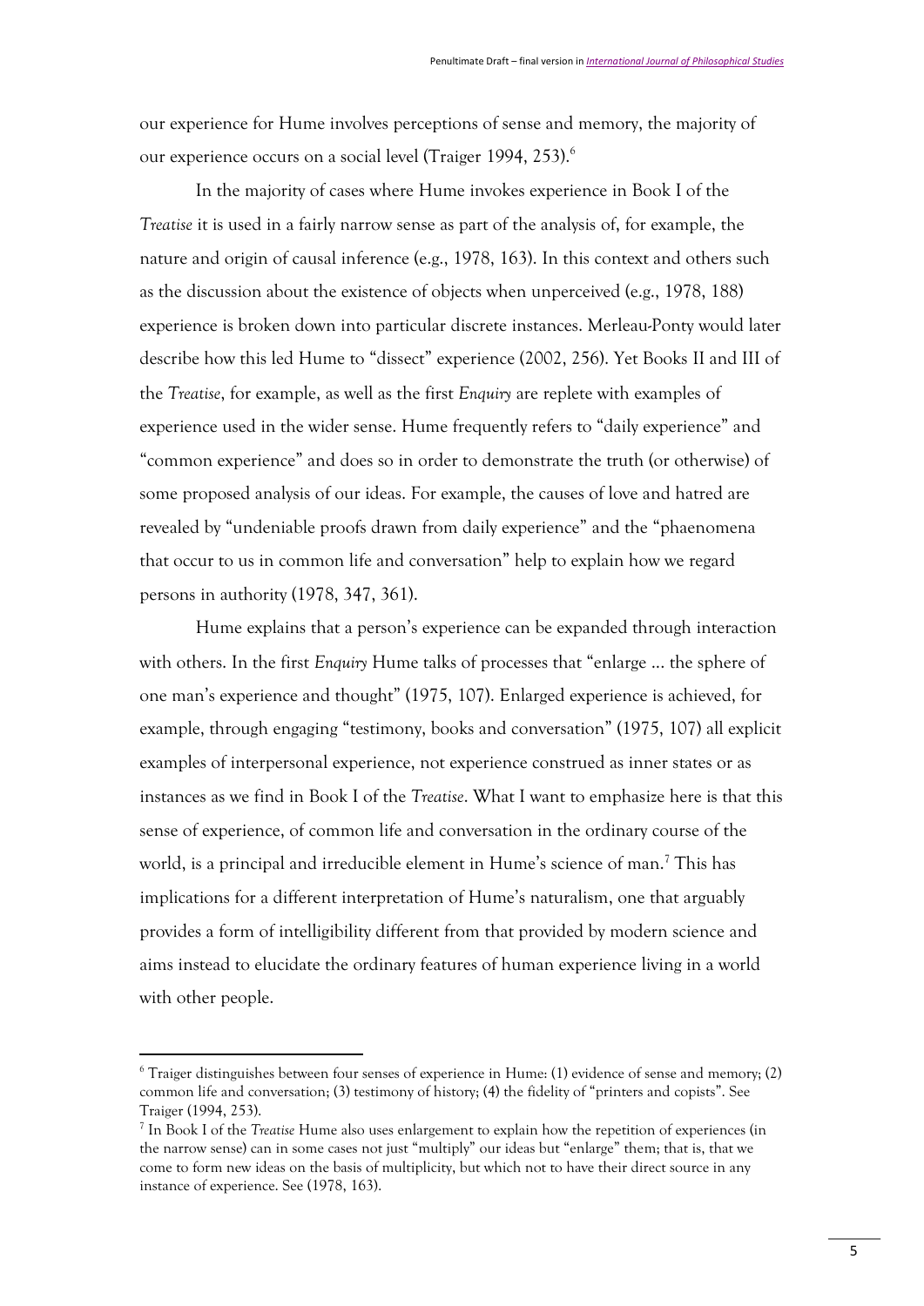our experience for Hume involves perceptions of sense and memory, the majority of our experience occurs on a social level (Traiger 1994, 253).[6]

In the majority of cases where Hume invokes experience in Book I of the *Treatise* it is used in a fairly narrow sense as part of the analysis of, for example, the nature and origin of causal inference (e.g., 1978, 163). In this context and others such as the discussion about the existence of objects when unperceived (e.g., 1978, 188) experience is broken down into particular discrete instances. Merleau-Ponty would later describe how this led Hume to "dissect" experience (2002, 256). Yet Books II and III of the *Treatise*, for example, as well as the first *Enquiry* are replete with examples of experience used in the wider sense. Hume frequently refers to "daily experience" and "common experience" and does so in order to demonstrate the truth (or otherwise) of some proposed analysis of our ideas. For example, the causes of love and hatred are revealed by "undeniable proofs drawn from daily experience" and the "phaenomena that occur to us in common life and conversation" help to explain how we regard persons in authority (1978, 347, 361).

Hume explains that a person's experience can be expanded through interaction with others. In the first *Enquiry* Hume talks of processes that "enlarge … the sphere of one man's experience and thought" (1975, 107). Enlarged experience is achieved, for example, through engaging "testimony, books and conversation" (1975, 107) all explicit examples of interpersonal experience, not experience construed as inner states or as instances as we find in Book I of the *Treatise*. What I want to emphasize here is that this sense of experience, of common life and conversation in the ordinary course of the world, is a principal and irreducible element in Hume's science of man.[7] This has implications for a different interpretation of Hume's naturalism, one that arguably provides a form of intelligibility different from that provided by modern science and aims instead to elucidate the ordinary features of human experience living in a world with other people.

---

[6] Traiger distinguishes between four senses of experience in Hume: (1) evidence of sense and memory; (2) common life and conversation; (3) testimony of history; (4) the fidelity of "printers and copists". See Traiger (1994, 253).

[7] In Book I of the *Treatise* Hume also uses enlargement to explain how the repetition of experiences (in the narrow sense) can in some cases not just "multiply" our ideas but "enlarge" them; that is, that we come to form new ideas on the basis of multiplicity, but which not to have their direct source in any instance of experience. See (1978, 163).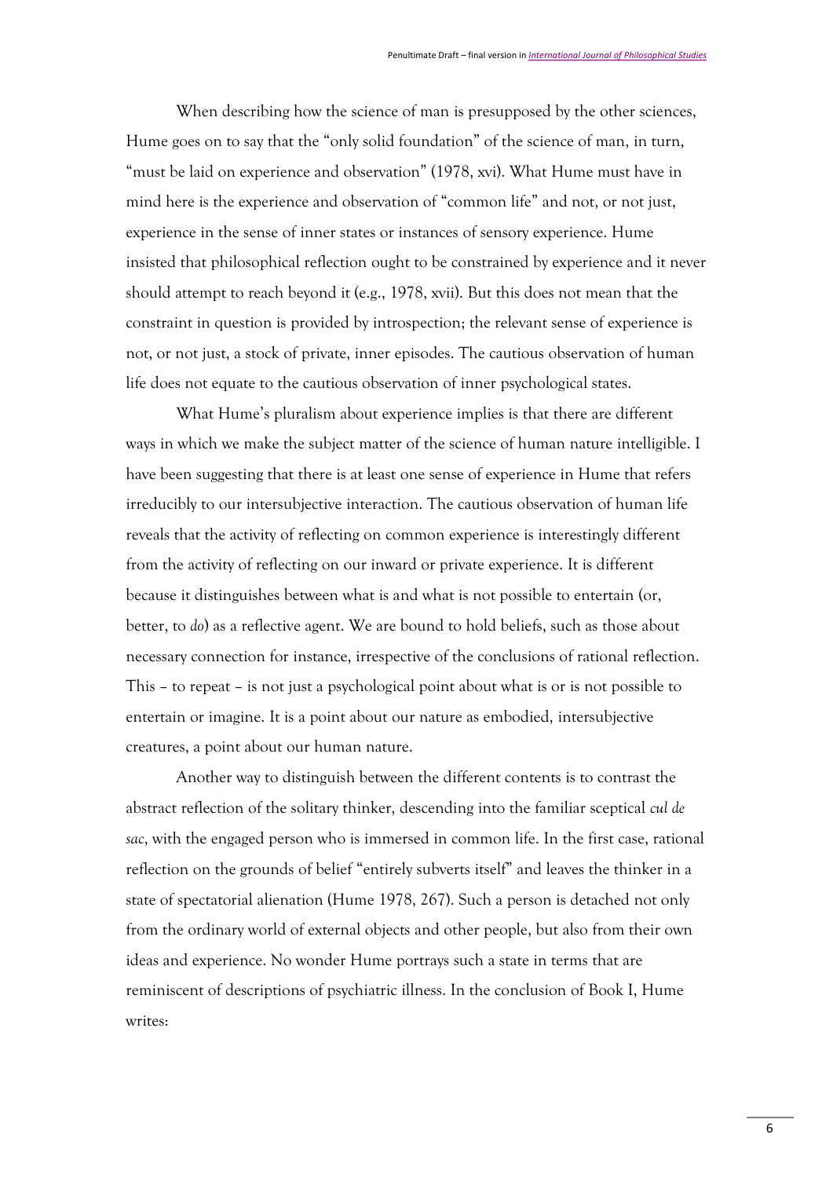When describing how the science of man is presupposed by the other sciences, Hume goes on to say that the "only solid foundation" of the science of man, in turn, "must be laid on experience and observation" (1978, xvi). What Hume must have in mind here is the experience and observation of "common life" and not, or not just, experience in the sense of inner states or instances of sensory experience. Hume insisted that philosophical reflection ought to be constrained by experience and it never should attempt to reach beyond it (e.g., 1978, xvii). But this does not mean that the constraint in question is provided by introspection; the relevant sense of experience is not, or not just, a stock of private, inner episodes. The cautious observation of human life does not equate to the cautious observation of inner psychological states.

What Hume's pluralism about experience implies is that there are different ways in which we make the subject matter of the science of human nature intelligible. I have been suggesting that there is at least one sense of experience in Hume that refers irreducibly to our intersubjective interaction. The cautious observation of human life reveals that the activity of reflecting on common experience is interestingly different from the activity of reflecting on our inward or private experience. It is different because it distinguishes between what is and what is not possible to entertain (or, better, to *do*) as a reflective agent. We are bound to hold beliefs, such as those about necessary connection for instance, irrespective of the conclusions of rational reflection. This – to repeat – is not just a psychological point about what is or is not possible to entertain or imagine. It is a point about our nature as embodied, intersubjective creatures, a point about our human nature.

Another way to distinguish between the different contents is to contrast the abstract reflection of the solitary thinker, descending into the familiar sceptical *cul de sac*, with the engaged person who is immersed in common life. In the first case, rational reflection on the grounds of belief "entirely subverts itself" and leaves the thinker in a state of spectatorial alienation (Hume 1978, 267). Such a person is detached not only from the ordinary world of external objects and other people, but also from their own ideas and experience. No wonder Hume portrays such a state in terms that are reminiscent of descriptions of psychiatric illness. In the conclusion of Book I, Hume writes: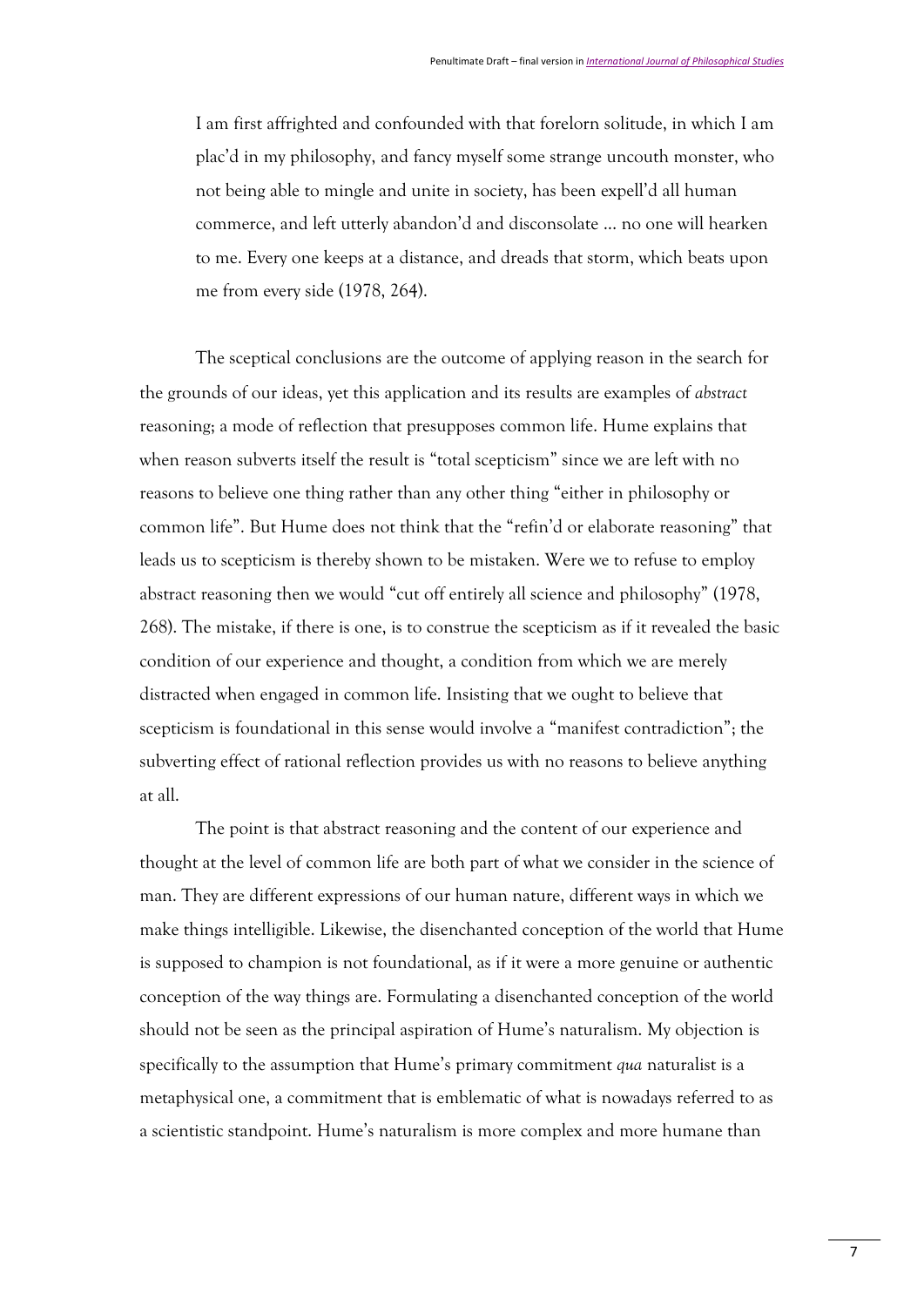> I am first affrighted and confounded with that forelorn solitude, in which I am plac'd in my philosophy, and fancy myself some strange uncouth monster, who not being able to mingle and unite in society, has been expell'd all human commerce, and left utterly abandon'd and disconsolate … no one will hearken to me. Every one keeps at a distance, and dreads that storm, which beats upon me from every side (1978, 264).

The sceptical conclusions are the outcome of applying reason in the search for the grounds of our ideas, yet this application and its results are examples of *abstract* reasoning; a mode of reflection that presupposes common life. Hume explains that when reason subverts itself the result is "total scepticism" since we are left with no reasons to believe one thing rather than any other thing "either in philosophy or common life". But Hume does not think that the "refin'd or elaborate reasoning" that leads us to scepticism is thereby shown to be mistaken. Were we to refuse to employ abstract reasoning then we would "cut off entirely all science and philosophy" (1978, 268). The mistake, if there is one, is to construe the scepticism as if it revealed the basic condition of our experience and thought, a condition from which we are merely distracted when engaged in common life. Insisting that we ought to believe that scepticism is foundational in this sense would involve a "manifest contradiction"; the subverting effect of rational reflection provides us with no reasons to believe anything at all.

The point is that abstract reasoning and the content of our experience and thought at the level of common life are both part of what we consider in the science of man. They are different expressions of our human nature, different ways in which we make things intelligible. Likewise, the disenchanted conception of the world that Hume is supposed to champion is not foundational, as if it were a more genuine or authentic conception of the way things are. Formulating a disenchanted conception of the world should not be seen as the principal aspiration of Hume's naturalism. My objection is specifically to the assumption that Hume's primary commitment *qua* naturalist is a metaphysical one, a commitment that is emblematic of what is nowadays referred to as a scientistic standpoint. Hume's naturalism is more complex and more humane than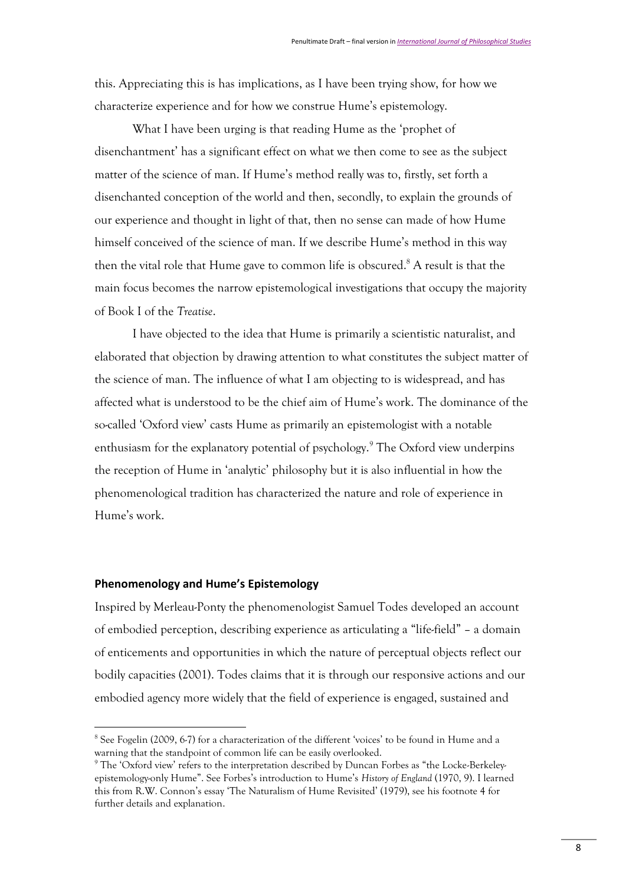this. Appreciating this is has implications, as I have been trying show, for how we characterize experience and for how we construe Hume's epistemology.

What I have been urging is that reading Hume as the 'prophet of disenchantment' has a significant effect on what we then come to see as the subject matter of the science of man. If Hume's method really was to, firstly, set forth a disenchanted conception of the world and then, secondly, to explain the grounds of our experience and thought in light of that, then no sense can made of how Hume himself conceived of the science of man. If we describe Hume's method in this way then the vital role that Hume gave to common life is obscured.[8] A result is that the main focus becomes the narrow epistemological investigations that occupy the majority of Book I of the *Treatise*.

I have objected to the idea that Hume is primarily a scientistic naturalist, and elaborated that objection by drawing attention to what constitutes the subject matter of the science of man. The influence of what I am objecting to is widespread, and has affected what is understood to be the chief aim of Hume's work. The dominance of the so-called 'Oxford view' casts Hume as primarily an epistemologist with a notable enthusiasm for the explanatory potential of psychology.[9] The Oxford view underpins the reception of Hume in 'analytic' philosophy but it is also influential in how the phenomenological tradition has characterized the nature and role of experience in Hume's work.

## Phenomenology and Hume's Epistemology

Inspired by Merleau-Ponty the phenomenologist Samuel Todes developed an account of embodied perception, describing experience as articulating a "life-field" – a domain of enticements and opportunities in which the nature of perceptual objects reflect our bodily capacities (2001). Todes claims that it is through our responsive actions and our embodied agency more widely that the field of experience is engaged, sustained and

---

[8] See Fogelin (2009, 6-7) for a characterization of the different 'voices' to be found in Hume and a warning that the standpoint of common life can be easily overlooked.

[9] The 'Oxford view' refers to the interpretation described by Duncan Forbes as "the Locke-Berkeley-epistemology-only Hume". See Forbes's introduction to Hume's *History of England* (1970, 9). I learned this from R.W. Connon's essay 'The Naturalism of Hume Revisited' (1979), see his footnote 4 for further details and explanation.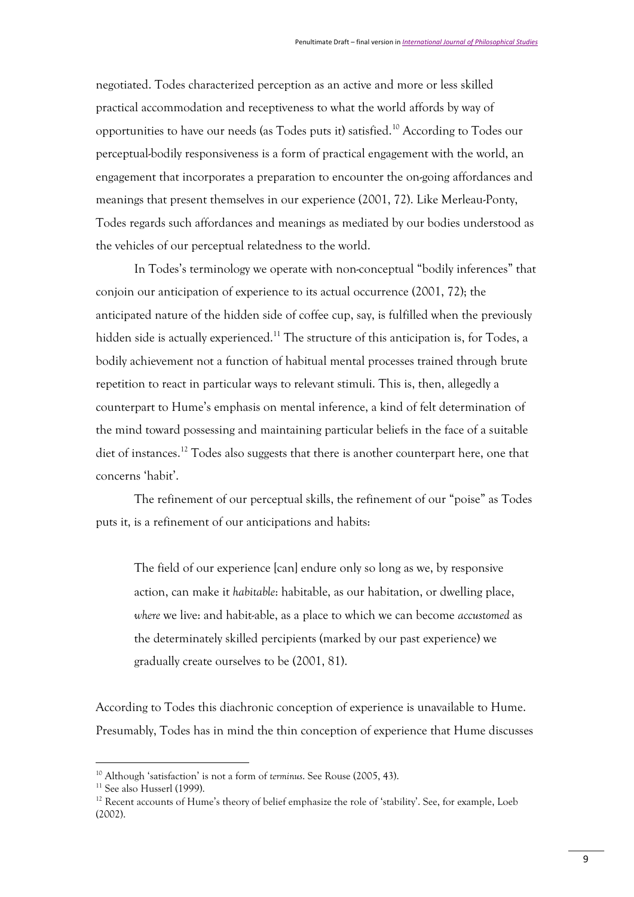negotiated. Todes characterized perception as an active and more or less skilled practical accommodation and receptiveness to what the world affords by way of opportunities to have our needs (as Todes puts it) satisfied.[10] According to Todes our perceptual-bodily responsiveness is a form of practical engagement with the world, an engagement that incorporates a preparation to encounter the on-going affordances and meanings that present themselves in our experience (2001, 72). Like Merleau-Ponty, Todes regards such affordances and meanings as mediated by our bodies understood as the vehicles of our perceptual relatedness to the world.

In Todes's terminology we operate with non-conceptual "bodily inferences" that conjoin our anticipation of experience to its actual occurrence (2001, 72); the anticipated nature of the hidden side of coffee cup, say, is fulfilled when the previously hidden side is actually experienced.[11] The structure of this anticipation is, for Todes, a bodily achievement not a function of habitual mental processes trained through brute repetition to react in particular ways to relevant stimuli. This is, then, allegedly a counterpart to Hume's emphasis on mental inference, a kind of felt determination of the mind toward possessing and maintaining particular beliefs in the face of a suitable diet of instances.[12] Todes also suggests that there is another counterpart here, one that concerns 'habit'.

The refinement of our perceptual skills, the refinement of our "poise" as Todes puts it, is a refinement of our anticipations and habits:

> The field of our experience [can] endure only so long as we, by responsive action, can make it *habitable*: habitable, as our habitation, or dwelling place, *where* we live: and habit-able, as a place to which we can become *accustomed* as the determinately skilled percipients (marked by our past experience) we gradually create ourselves to be (2001, 81).

According to Todes this diachronic conception of experience is unavailable to Hume. Presumably, Todes has in mind the thin conception of experience that Hume discusses

---

[10] Although 'satisfaction' is not a form of *terminus*. See Rouse (2005, 43).

[11] See also Husserl (1999).

[12] Recent accounts of Hume's theory of belief emphasize the role of 'stability'. See, for example, Loeb (2002).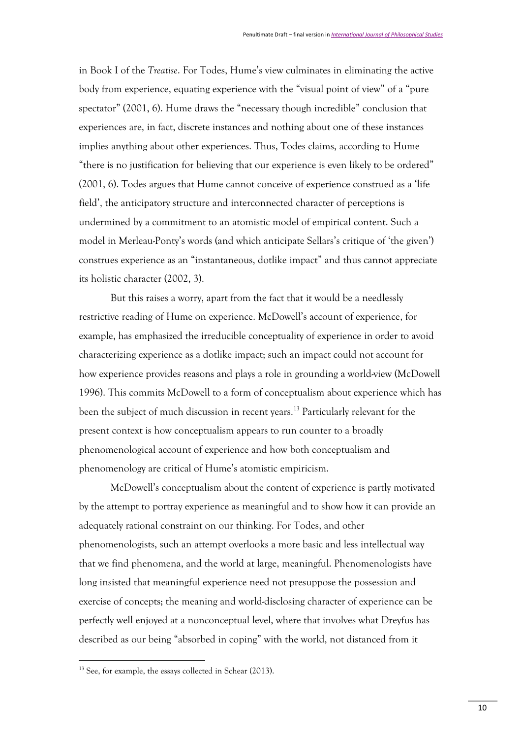in Book I of the *Treatise*. For Todes, Hume's view culminates in eliminating the active body from experience, equating experience with the "visual point of view" of a "pure spectator" (2001, 6). Hume draws the "necessary though incredible" conclusion that experiences are, in fact, discrete instances and nothing about one of these instances implies anything about other experiences. Thus, Todes claims, according to Hume "there is no justification for believing that our experience is even likely to be ordered" (2001, 6). Todes argues that Hume cannot conceive of experience construed as a 'life field', the anticipatory structure and interconnected character of perceptions is undermined by a commitment to an atomistic model of empirical content. Such a model in Merleau-Ponty's words (and which anticipate Sellars's critique of 'the given') construes experience as an "instantaneous, dotlike impact" and thus cannot appreciate its holistic character (2002, 3).

But this raises a worry, apart from the fact that it would be a needlessly restrictive reading of Hume on experience. McDowell's account of experience, for example, has emphasized the irreducible conceptuality of experience in order to avoid characterizing experience as a dotlike impact; such an impact could not account for how experience provides reasons and plays a role in grounding a world-view (McDowell 1996). This commits McDowell to a form of conceptualism about experience which has been the subject of much discussion in recent years.[13] Particularly relevant for the present context is how conceptualism appears to run counter to a broadly phenomenological account of experience and how both conceptualism and phenomenology are critical of Hume's atomistic empiricism.

McDowell's conceptualism about the content of experience is partly motivated by the attempt to portray experience as meaningful and to show how it can provide an adequately rational constraint on our thinking. For Todes, and other phenomenologists, such an attempt overlooks a more basic and less intellectual way that we find phenomena, and the world at large, meaningful. Phenomenologists have long insisted that meaningful experience need not presuppose the possession and exercise of concepts; the meaning and world-disclosing character of experience can be perfectly well enjoyed at a nonconceptual level, where that involves what Dreyfus has described as our being "absorbed in coping" with the world, not distanced from it

[13] See, for example, the essays collected in Schear (2013).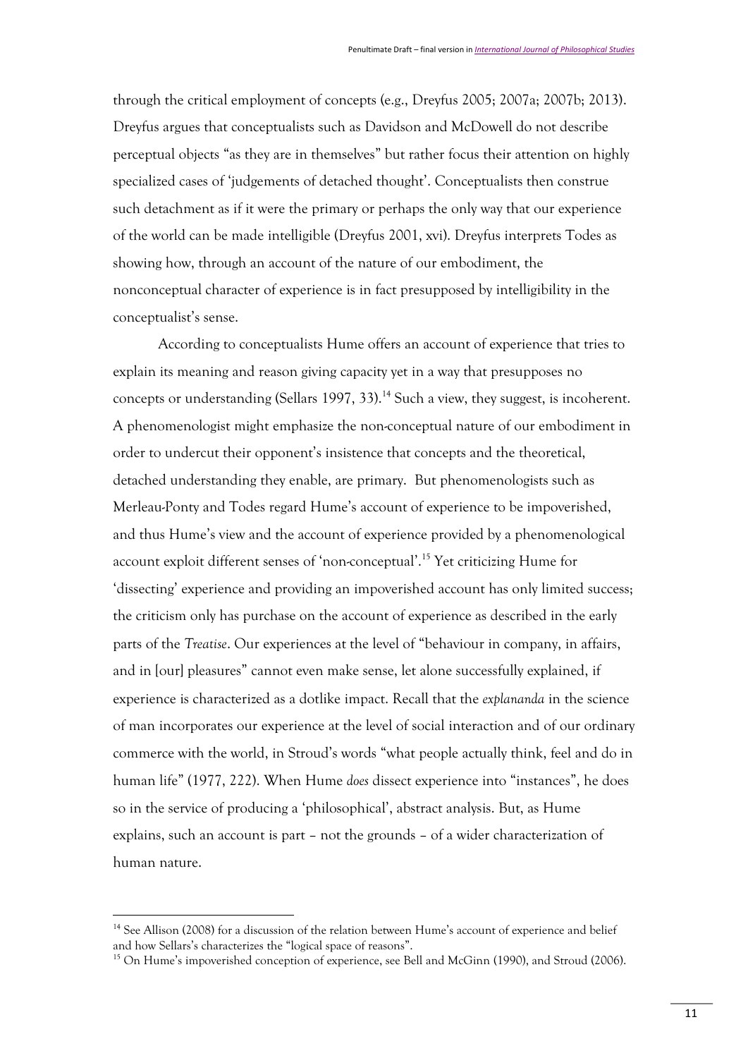through the critical employment of concepts (e.g., Dreyfus 2005; 2007a; 2007b; 2013). Dreyfus argues that conceptualists such as Davidson and McDowell do not describe perceptual objects "as they are in themselves" but rather focus their attention on highly specialized cases of 'judgements of detached thought'. Conceptualists then construe such detachment as if it were the primary or perhaps the only way that our experience of the world can be made intelligible (Dreyfus 2001, xvi). Dreyfus interprets Todes as showing how, through an account of the nature of our embodiment, the nonconceptual character of experience is in fact presupposed by intelligibility in the conceptualist's sense.

According to conceptualists Hume offers an account of experience that tries to explain its meaning and reason giving capacity yet in a way that presupposes no concepts or understanding (Sellars 1997, 33).[14] Such a view, they suggest, is incoherent. A phenomenologist might emphasize the non-conceptual nature of our embodiment in order to undercut their opponent's insistence that concepts and the theoretical, detached understanding they enable, are primary. But phenomenologists such as Merleau-Ponty and Todes regard Hume's account of experience to be impoverished, and thus Hume's view and the account of experience provided by a phenomenological account exploit different senses of 'non-conceptual'.[15] Yet criticizing Hume for 'dissecting' experience and providing an impoverished account has only limited success; the criticism only has purchase on the account of experience as described in the early parts of the *Treatise*. Our experiences at the level of "behaviour in company, in affairs, and in [our] pleasures" cannot even make sense, let alone successfully explained, if experience is characterized as a dotlike impact. Recall that the *explananda* in the science of man incorporates our experience at the level of social interaction and of our ordinary commerce with the world, in Stroud's words "what people actually think, feel and do in human life" (1977, 222). When Hume *does* dissect experience into "instances", he does so in the service of producing a 'philosophical', abstract analysis. But, as Hume explains, such an account is part – not the grounds – of a wider characterization of human nature.

[14] See Allison (2008) for a discussion of the relation between Hume's account of experience and belief and how Sellars's characterizes the "logical space of reasons".

[15] On Hume's impoverished conception of experience, see Bell and McGinn (1990), and Stroud (2006).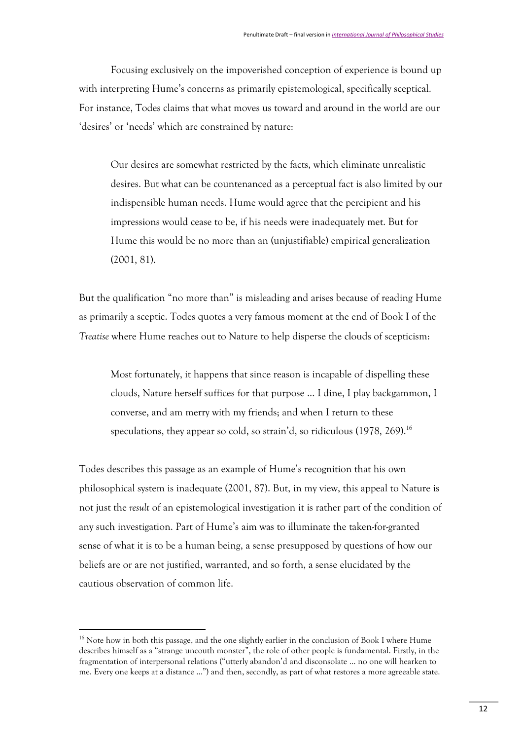Focusing exclusively on the impoverished conception of experience is bound up with interpreting Hume's concerns as primarily epistemological, specifically sceptical. For instance, Todes claims that what moves us toward and around in the world are our 'desires' or 'needs' which are constrained by nature:

> Our desires are somewhat restricted by the facts, which eliminate unrealistic desires. But what can be countenanced as a perceptual fact is also limited by our indispensible human needs. Hume would agree that the percipient and his impressions would cease to be, if his needs were inadequately met. But for Hume this would be no more than an (unjustifiable) empirical generalization (2001, 81).

But the qualification "no more than" is misleading and arises because of reading Hume as primarily a sceptic. Todes quotes a very famous moment at the end of Book I of the *Treatise* where Hume reaches out to Nature to help disperse the clouds of scepticism:

> Most fortunately, it happens that since reason is incapable of dispelling these clouds, Nature herself suffices for that purpose … I dine, I play backgammon, I converse, and am merry with my friends; and when I return to these speculations, they appear so cold, so strain'd, so ridiculous (1978, 269).[16]

Todes describes this passage as an example of Hume's recognition that his own philosophical system is inadequate (2001, 87). But, in my view, this appeal to Nature is not just the *result* of an epistemological investigation it is rather part of the condition of any such investigation. Part of Hume's aim was to illuminate the taken-for-granted sense of what it is to be a human being, a sense presupposed by questions of how our beliefs are or are not justified, warranted, and so forth, a sense elucidated by the cautious observation of common life.

---

[16] Note how in both this passage, and the one slightly earlier in the conclusion of Book I where Hume describes himself as a "strange uncouth monster", the role of other people is fundamental. Firstly, in the fragmentation of interpersonal relations ("utterly abandon'd and disconsolate … no one will hearken to me. Every one keeps at a distance …") and then, secondly, as part of what restores a more agreeable state.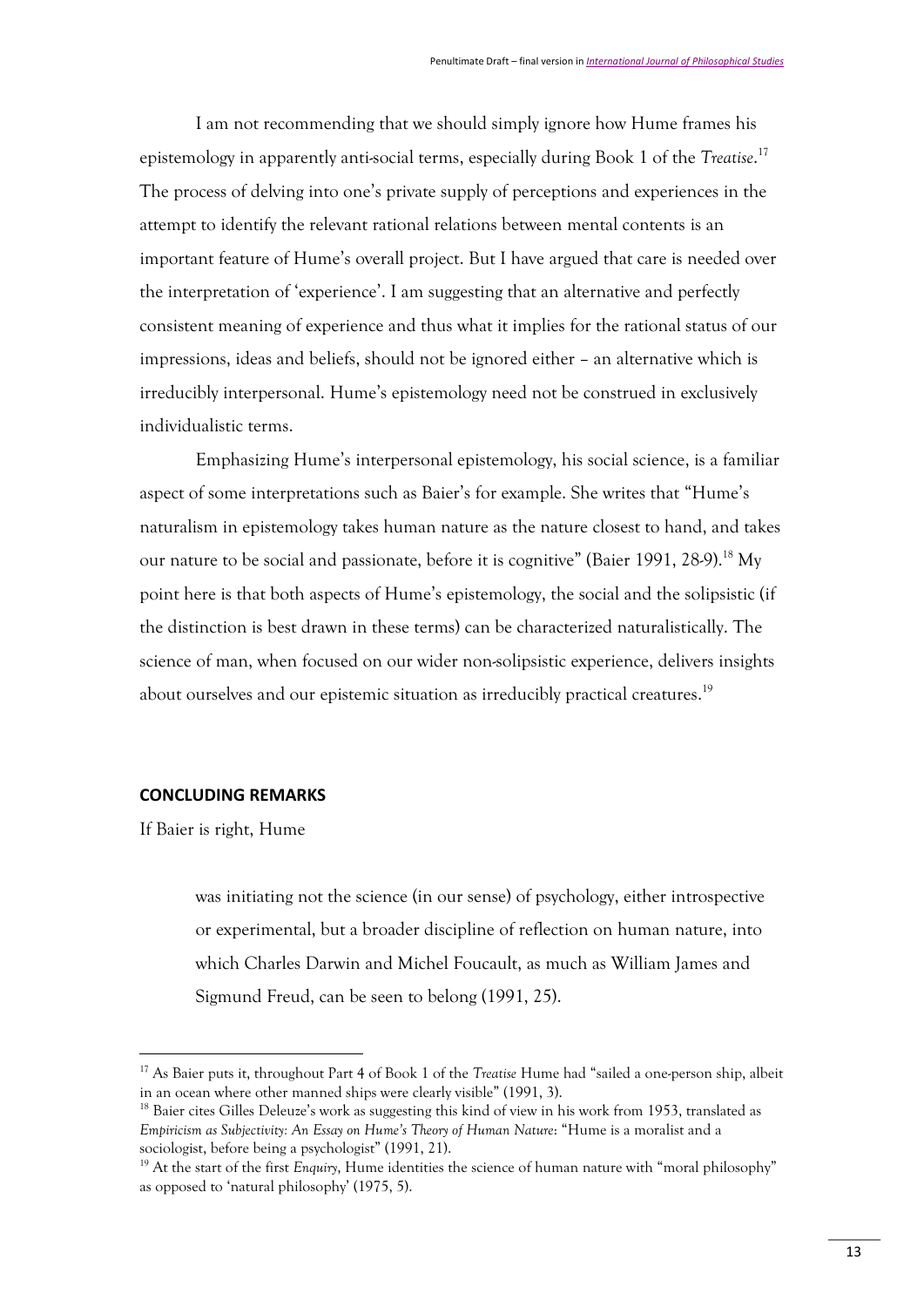I am not recommending that we should simply ignore how Hume frames his epistemology in apparently anti-social terms, especially during Book 1 of the *Treatise*.[17] The process of delving into one's private supply of perceptions and experiences in the attempt to identify the relevant rational relations between mental contents is an important feature of Hume's overall project. But I have argued that care is needed over the interpretation of 'experience'. I am suggesting that an alternative and perfectly consistent meaning of experience and thus what it implies for the rational status of our impressions, ideas and beliefs, should not be ignored either – an alternative which is irreducibly interpersonal. Hume's epistemology need not be construed in exclusively individualistic terms.

Emphasizing Hume's interpersonal epistemology, his social science, is a familiar aspect of some interpretations such as Baier's for example. She writes that "Hume's naturalism in epistemology takes human nature as the nature closest to hand, and takes our nature to be social and passionate, before it is cognitive" (Baier 1991, 28-9).[18] My point here is that both aspects of Hume's epistemology, the social and the solipsistic (if the distinction is best drawn in these terms) can be characterized naturalistically. The science of man, when focused on our wider non-solipsistic experience, delivers insights about ourselves and our epistemic situation as irreducibly practical creatures.[19]

## CONCLUDING REMARKS

If Baier is right, Hume

> was initiating not the science (in our sense) of psychology, either introspective or experimental, but a broader discipline of reflection on human nature, into which Charles Darwin and Michel Foucault, as much as William James and Sigmund Freud, can be seen to belong (1991, 25).

---

[17] As Baier puts it, throughout Part 4 of Book 1 of the *Treatise* Hume had "sailed a one-person ship, albeit in an ocean where other manned ships were clearly visible" (1991, 3).

[18] Baier cites Gilles Deleuze's work as suggesting this kind of view in his work from 1953, translated as *Empiricism as Subjectivity: An Essay on Hume's Theory of Human Nature*: "Hume is a moralist and a sociologist, before being a psychologist" (1991, 21).

[19] At the start of the first *Enquiry*, Hume identities the science of human nature with "moral philosophy" as opposed to 'natural philosophy' (1975, 5).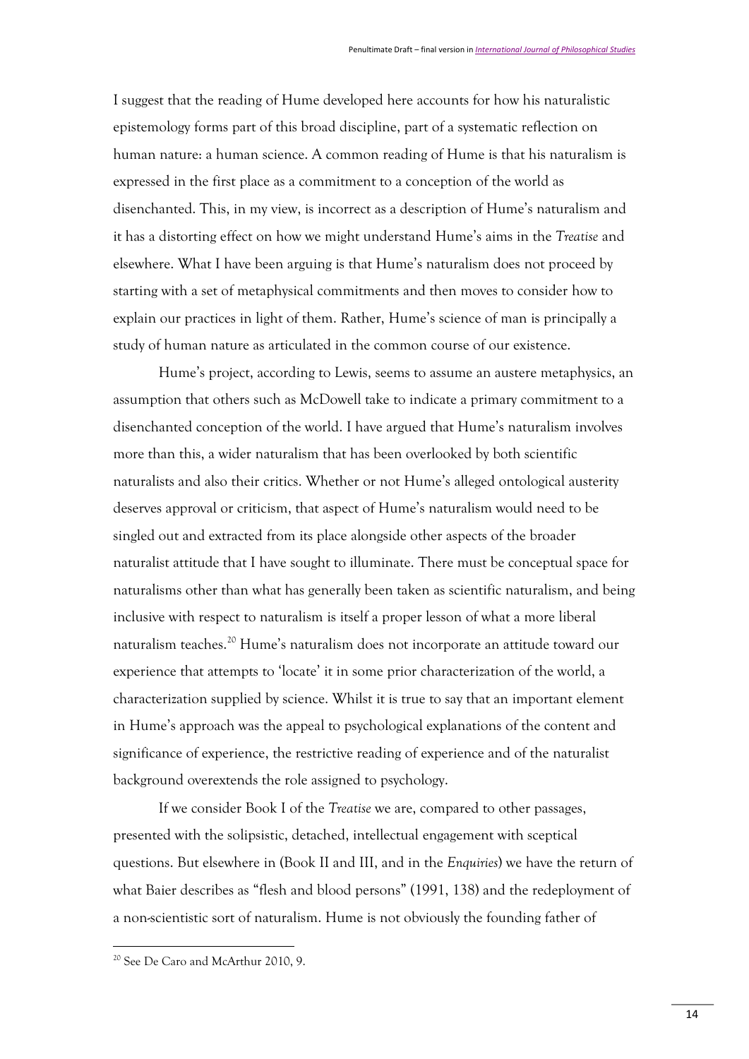I suggest that the reading of Hume developed here accounts for how his naturalistic epistemology forms part of this broad discipline, part of a systematic reflection on human nature: a human science. A common reading of Hume is that his naturalism is expressed in the first place as a commitment to a conception of the world as disenchanted. This, in my view, is incorrect as a description of Hume's naturalism and it has a distorting effect on how we might understand Hume's aims in the *Treatise* and elsewhere. What I have been arguing is that Hume's naturalism does not proceed by starting with a set of metaphysical commitments and then moves to consider how to explain our practices in light of them. Rather, Hume's science of man is principally a study of human nature as articulated in the common course of our existence.

Hume's project, according to Lewis, seems to assume an austere metaphysics, an assumption that others such as McDowell take to indicate a primary commitment to a disenchanted conception of the world. I have argued that Hume's naturalism involves more than this, a wider naturalism that has been overlooked by both scientific naturalists and also their critics. Whether or not Hume's alleged ontological austerity deserves approval or criticism, that aspect of Hume's naturalism would need to be singled out and extracted from its place alongside other aspects of the broader naturalist attitude that I have sought to illuminate. There must be conceptual space for naturalisms other than what has generally been taken as scientific naturalism, and being inclusive with respect to naturalism is itself a proper lesson of what a more liberal naturalism teaches.[20] Hume's naturalism does not incorporate an attitude toward our experience that attempts to 'locate' it in some prior characterization of the world, a characterization supplied by science. Whilst it is true to say that an important element in Hume's approach was the appeal to psychological explanations of the content and significance of experience, the restrictive reading of experience and of the naturalist background overextends the role assigned to psychology.

If we consider Book I of the *Treatise* we are, compared to other passages, presented with the solipsistic, detached, intellectual engagement with sceptical questions. But elsewhere in (Book II and III, and in the *Enquiries*) we have the return of what Baier describes as "flesh and blood persons" (1991, 138) and the redeployment of a non-scientistic sort of naturalism. Hume is not obviously the founding father of

[20] See De Caro and McArthur 2010, 9.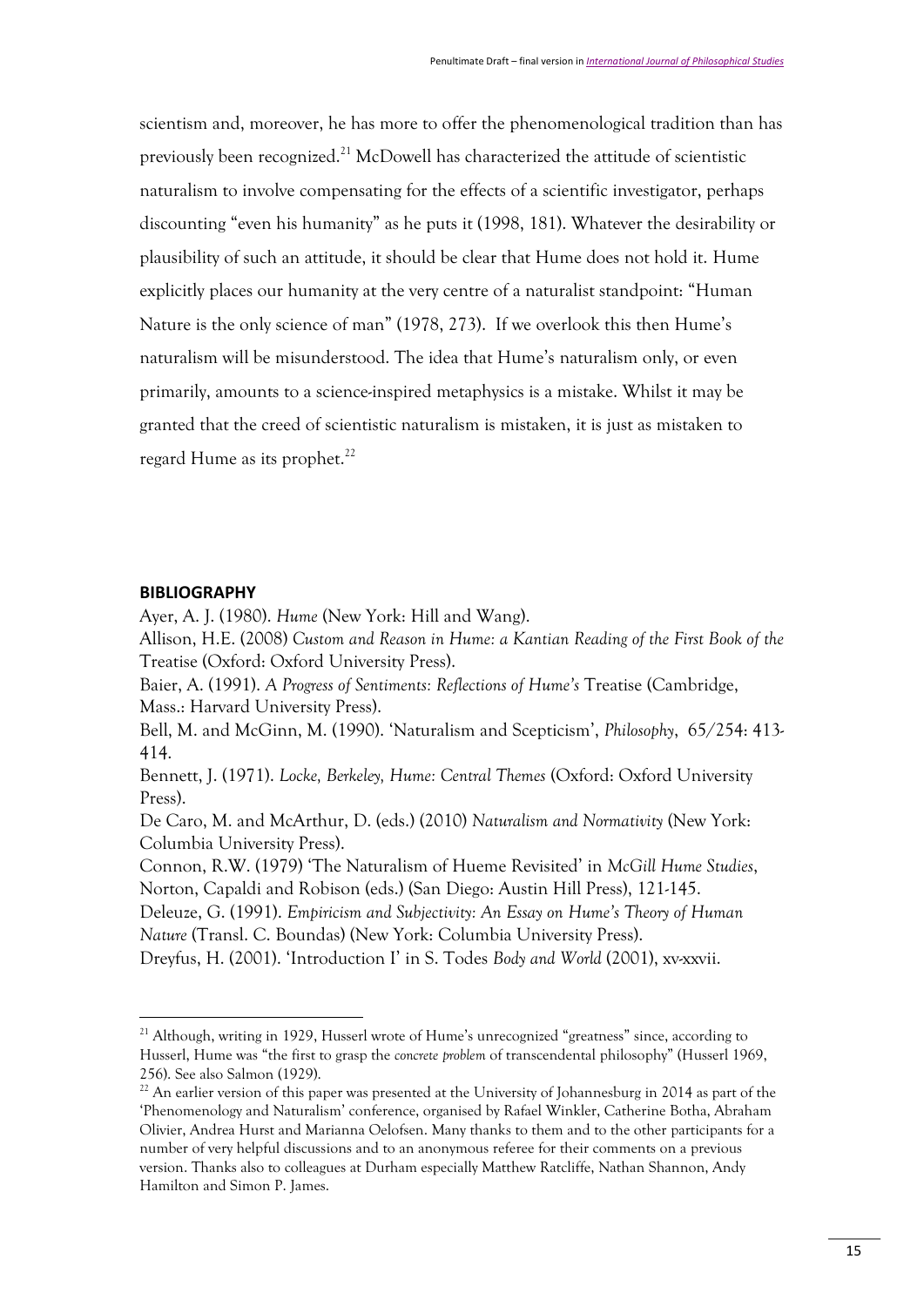scientism and, moreover, he has more to offer the phenomenological tradition than has previously been recognized.[21] McDowell has characterized the attitude of scientistic naturalism to involve compensating for the effects of a scientific investigator, perhaps discounting "even his humanity" as he puts it (1998, 181). Whatever the desirability or plausibility of such an attitude, it should be clear that Hume does not hold it. Hume explicitly places our humanity at the very centre of a naturalist standpoint: "Human Nature is the only science of man" (1978, 273). If we overlook this then Hume's naturalism will be misunderstood. The idea that Hume's naturalism only, or even primarily, amounts to a science-inspired metaphysics is a mistake. Whilst it may be granted that the creed of scientistic naturalism is mistaken, it is just as mistaken to regard Hume as its prophet.[22]

## BIBLIOGRAPHY

Ayer, A. J. (1980). *Hume* (New York: Hill and Wang).

Allison, H.E. (2008) *Custom and Reason in Hume: a Kantian Reading of the First Book of the* Treatise (Oxford: Oxford University Press).

Baier, A. (1991). *A Progress of Sentiments: Reflections of Hume's* Treatise (Cambridge, Mass.: Harvard University Press).

Bell, M. and McGinn, M. (1990). 'Naturalism and Scepticism', *Philosophy*, 65/254: 413-414.

Bennett, J. (1971). *Locke, Berkeley, Hume: Central Themes* (Oxford: Oxford University Press).

De Caro, M. and McArthur, D. (eds.) (2010) *Naturalism and Normativity* (New York: Columbia University Press).

Connon, R.W. (1979) 'The Naturalism of Hueme Revisited' in *McGill Hume Studies*, Norton, Capaldi and Robison (eds.) (San Diego: Austin Hill Press), 121-145.

Deleuze, G. (1991). *Empiricism and Subjectivity: An Essay on Hume's Theory of Human Nature* (Transl. C. Boundas) (New York: Columbia University Press).

Dreyfus, H. (2001). 'Introduction I' in S. Todes *Body and World* (2001), xv-xxvii.

---

[21] Although, writing in 1929, Husserl wrote of Hume's unrecognized "greatness" since, according to Husserl, Hume was "the first to grasp the *concrete problem* of transcendental philosophy" (Husserl 1969, 256). See also Salmon (1929).

[22] An earlier version of this paper was presented at the University of Johannesburg in 2014 as part of the 'Phenomenology and Naturalism' conference, organised by Rafael Winkler, Catherine Botha, Abraham Olivier, Andrea Hurst and Marianna Oelofsen. Many thanks to them and to the other participants for a number of very helpful discussions and to an anonymous referee for their comments on a previous version. Thanks also to colleagues at Durham especially Matthew Ratcliffe, Nathan Shannon, Andy Hamilton and Simon P. James.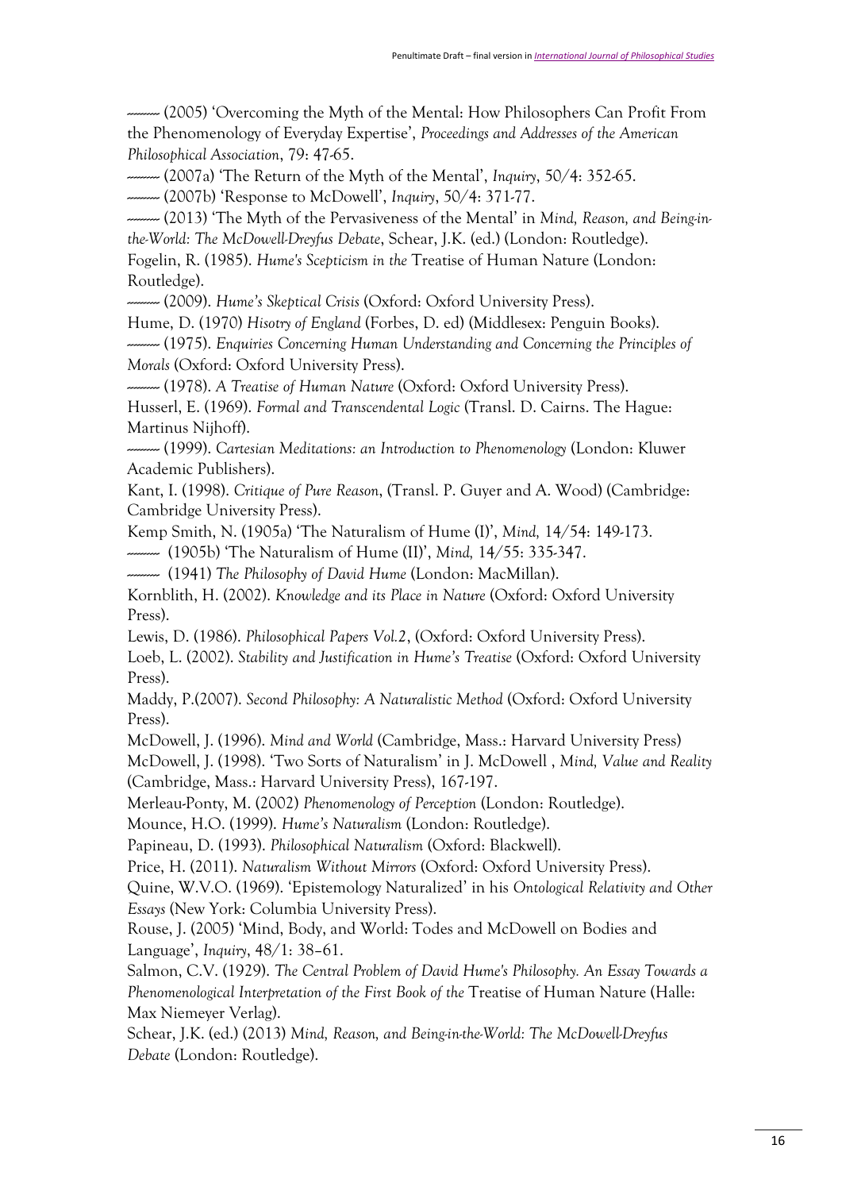-------- (2005) 'Overcoming the Myth of the Mental: How Philosophers Can Profit From the Phenomenology of Everyday Expertise', *Proceedings and Addresses of the American Philosophical Association*, 79: 47-65.

-------- (2007a) 'The Return of the Myth of the Mental', *Inquiry*, 50/4: 352-65.

-------- (2007b) 'Response to McDowell', *Inquiry*, 50/4: 371-77.

-------- (2013) 'The Myth of the Pervasiveness of the Mental' in *Mind, Reason, and Being-in-the-World: The McDowell-Dreyfus Debate*, Schear, J.K. (ed.) (London: Routledge).

Fogelin, R. (1985). *Hume's Scepticism in the* Treatise of Human Nature (London: Routledge).

-------- (2009). *Hume's Skeptical Crisis* (Oxford: Oxford University Press).

Hume, D. (1970) *Hisotry of England* (Forbes, D. ed) (Middlesex: Penguin Books).

-------- (1975). *Enquiries Concerning Human Understanding and Concerning the Principles of Morals* (Oxford: Oxford University Press).

-------- (1978). *A Treatise of Human Nature* (Oxford: Oxford University Press).

Husserl, E. (1969). *Formal and Transcendental Logic* (Transl. D. Cairns. The Hague: Martinus Nijhoff).

-------- (1999). *Cartesian Meditations: an Introduction to Phenomenology* (London: Kluwer Academic Publishers).

Kant, I. (1998). *Critique of Pure Reason*, (Transl. P. Guyer and A. Wood) (Cambridge: Cambridge University Press).

Kemp Smith, N. (1905a) 'The Naturalism of Hume (I)', *Mind,* 14/54: 149-173.

-------- (1905b) 'The Naturalism of Hume (II)', *Mind,* 14/55: 335-347.

-------- (1941) *The Philosophy of David Hume* (London: MacMillan).

Kornblith, H. (2002). *Knowledge and its Place in Nature* (Oxford: Oxford University Press).

Lewis, D. (1986). *Philosophical Papers Vol.2*, (Oxford: Oxford University Press).

Loeb, L. (2002). *Stability and Justification in Hume's Treatise* (Oxford: Oxford University Press).

Maddy, P.(2007). *Second Philosophy: A Naturalistic Method* (Oxford: Oxford University Press).

McDowell, J. (1996). *Mind and World* (Cambridge, Mass.: Harvard University Press)

McDowell, J. (1998). 'Two Sorts of Naturalism' in J. McDowell , *Mind, Value and Reality* (Cambridge, Mass.: Harvard University Press), 167-197.

Merleau-Ponty, M. (2002) *Phenomenology of Perception* (London: Routledge).

Mounce, H.O. (1999). *Hume's Naturalism* (London: Routledge).

Papineau, D. (1993). *Philosophical Naturalism* (Oxford: Blackwell).

Price, H. (2011). *Naturalism Without Mirrors* (Oxford: Oxford University Press).

Quine, W.V.O. (1969). 'Epistemology Naturalized' in his *Ontological Relativity and Other Essays* (New York: Columbia University Press).

Rouse, J. (2005) 'Mind, Body, and World: Todes and McDowell on Bodies and Language', *Inquiry*, 48/1: 38–61.

Salmon, C.V. (1929). *The Central Problem of David Hume's Philosophy. An Essay Towards a Phenomenological Interpretation of the First Book of the* Treatise of Human Nature (Halle: Max Niemeyer Verlag).

Schear, J.K. (ed.) (2013) *Mind, Reason, and Being-in-the-World: The McDowell-Dreyfus Debate* (London: Routledge).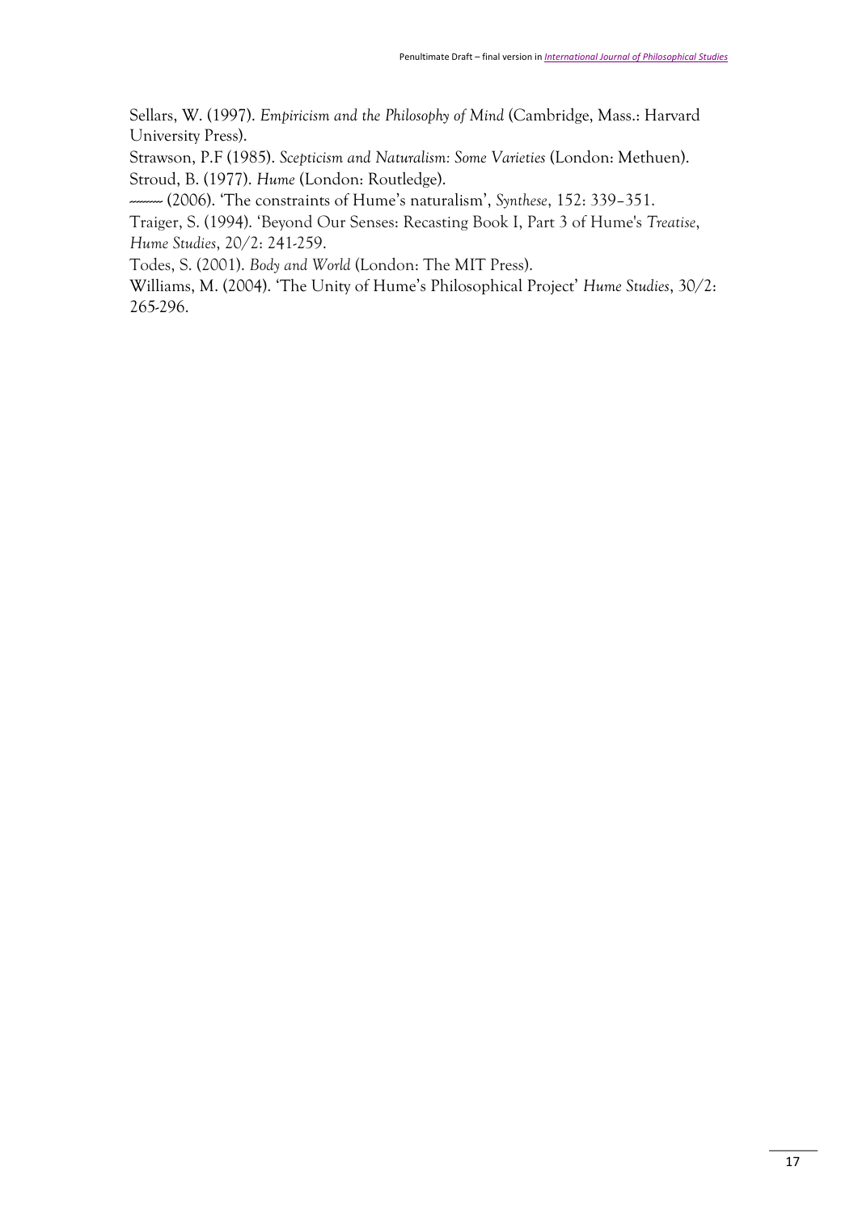Sellars, W. (1997). *Empiricism and the Philosophy of Mind* (Cambridge, Mass.: Harvard University Press).

Strawson, P.F (1985). *Scepticism and Naturalism: Some Varieties* (London: Methuen).

Stroud, B. (1977). *Hume* (London: Routledge).

------- (2006). 'The constraints of Hume's naturalism', *Synthese*, 152: 339–351.

Traiger, S. (1994). 'Beyond Our Senses: Recasting Book I, Part 3 of Hume's *Treatise*, *Hume Studies*, 20/2: 241-259.

Todes, S. (2001). *Body and World* (London: The MIT Press).

Williams, M. (2004). 'The Unity of Hume's Philosophical Project' *Hume Studies*, 30/2: 265-296.